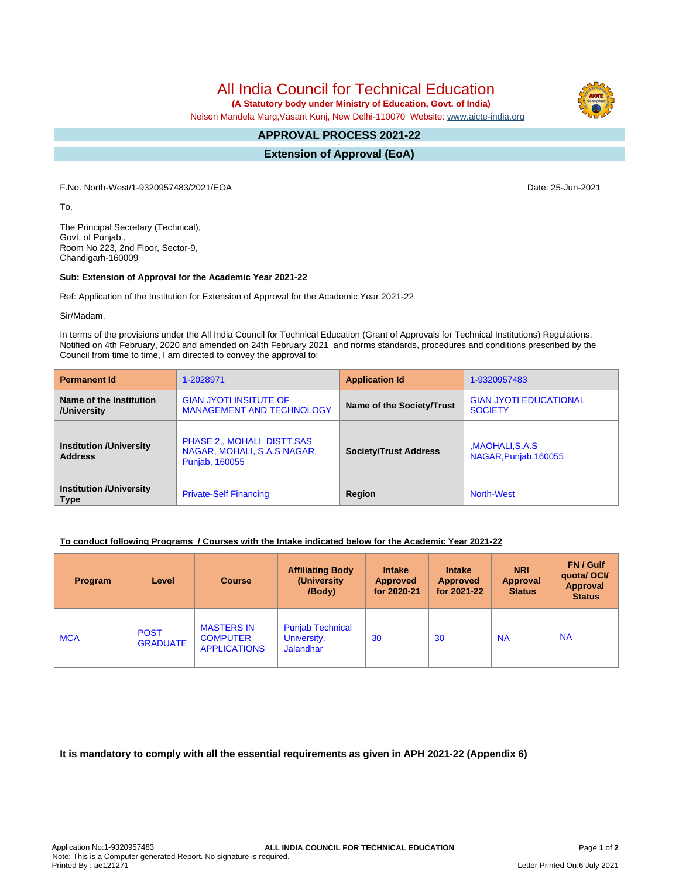# All India Council for Technical Education

**(A Statutory body under Ministry of Education, Govt. of India)**

Nelson Mandela Marg,Vasant Kunj, New Delhi-110070 Website: www.aicte-india.org

## APPROVAL PROCESS 2021-22

## Extension of Approval (EoA)

F.No. North-West/1-9320957483/2021/EOA

Date: 25-Jun-2021

To,

The Principal Secretary (Technical),
Govt. of Punjab.,
Room No 223, 2nd Floor, Sector-9,
Chandigarh-160009

**Sub: Extension of Approval for the Academic Year 2021-22**

Ref: Application of the Institution for Extension of Approval for the Academic Year 2021-22

Sir/Madam,

In terms of the provisions under the All India Council for Technical Education (Grant of Approvals for Technical Institutions) Regulations, Notified on 4th February, 2020 and amended on 24th February 2021 and norms standards, procedures and conditions prescribed by the Council from time to time, I am directed to convey the approval to:

| **Permanent Id** | 1-2028971 | **Application Id** | 1-9320957483 |
|---|---|---|---|
| **Name of the Institution /University** | GIAN JYOTI INSITUTE OF MANAGEMENT AND TECHNOLOGY | **Name of the Society/Trust** | GIAN JYOTI EDUCATIONAL SOCIETY |
| **Institution /University Address** | PHASE 2,, MOHALI DISTT.SAS NAGAR, MOHALI, S.A.S NAGAR, Punjab, 160055 | **Society/Trust Address** | ,MAOHALI,S.A.S NAGAR,Punjab,160055 |
| **Institution /University Type** | Private-Self Financing | **Region** | North-West |

**To conduct following Programs / Courses with the Intake indicated below for the Academic Year 2021-22**

| Program | Level | Course | Affiliating Body (University /Body) | Intake Approved for 2020-21 | Intake Approved for 2021-22 | NRI Approval Status | FN / Gulf quota/ OCI/ Approval Status |
|---|---|---|---|---|---|---|---|
| MCA | POST GRADUATE | MASTERS IN COMPUTER APPLICATIONS | Punjab Technical University, Jalandhar | 30 | 30 | NA | NA |

**It is mandatory to comply with all the essential requirements as given in APH 2021-22 (Appendix 6)**

Application No:1-9320957483
Note: This is a Computer generated Report. No signature is required.
Printed By : ae121271

Letter Printed On:6 July 2021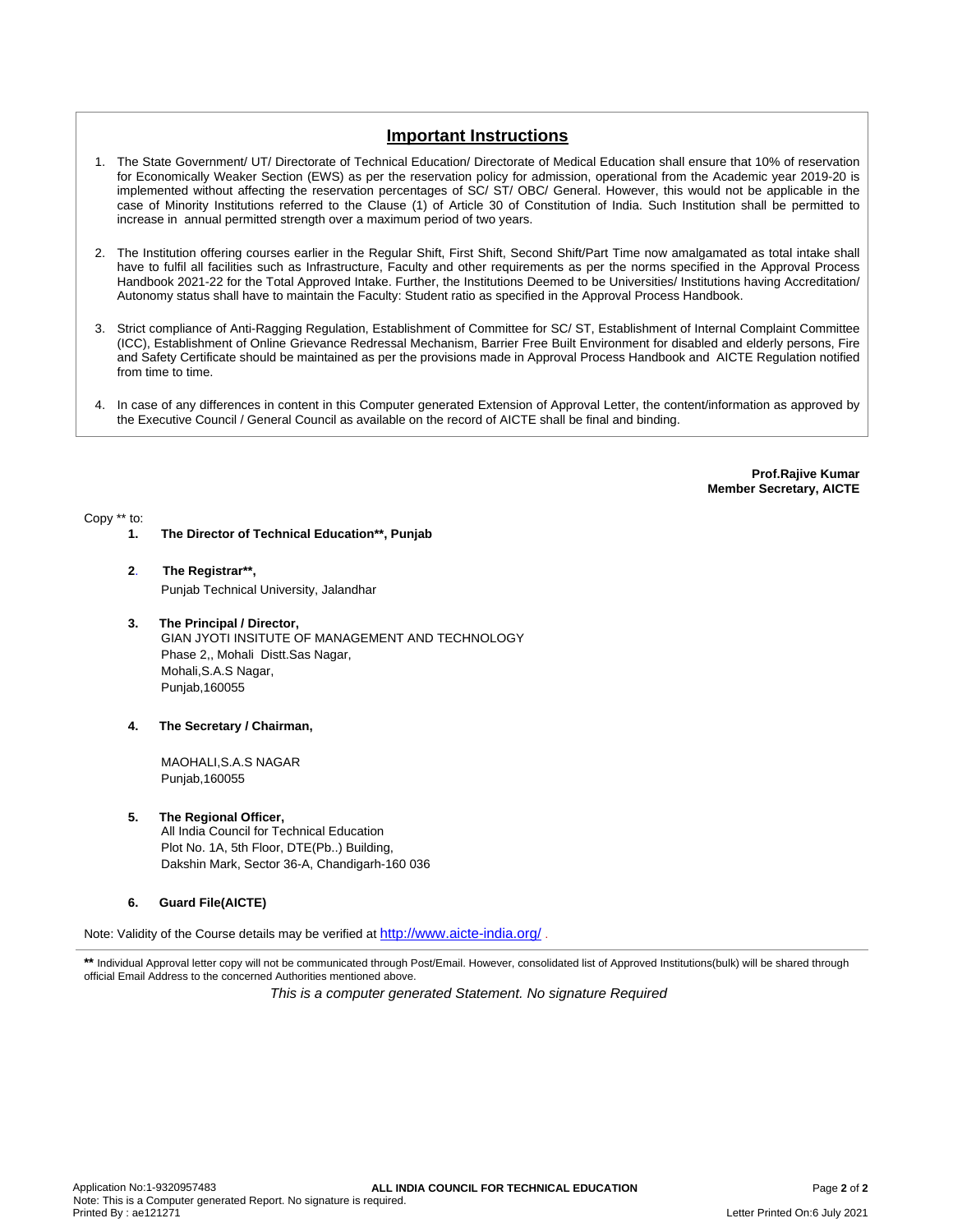## Important Instructions

1. The State Government/ UT/ Directorate of Technical Education/ Directorate of Medical Education shall ensure that 10% of reservation for Economically Weaker Section (EWS) as per the reservation policy for admission, operational from the Academic year 2019-20 is implemented without affecting the reservation percentages of SC/ ST/ OBC/ General. However, this would not be applicable in the case of Minority Institutions referred to the Clause (1) of Article 30 of Constitution of India. Such Institution shall be permitted to increase in annual permitted strength over a maximum period of two years.

2. The Institution offering courses earlier in the Regular Shift, First Shift, Second Shift/Part Time now amalgamated as total intake shall have to fulfil all facilities such as Infrastructure, Faculty and other requirements as per the norms specified in the Approval Process Handbook 2021-22 for the Total Approved Intake. Further, the Institutions Deemed to be Universities/ Institutions having Accreditation/ Autonomy status shall have to maintain the Faculty: Student ratio as specified in the Approval Process Handbook.

3. Strict compliance of Anti-Ragging Regulation, Establishment of Committee for SC/ ST, Establishment of Internal Complaint Committee (ICC), Establishment of Online Grievance Redressal Mechanism, Barrier Free Built Environment for disabled and elderly persons, Fire and Safety Certificate should be maintained as per the provisions made in Approval Process Handbook and AICTE Regulation notified from time to time.

4. In case of any differences in content in this Computer generated Extension of Approval Letter, the content/information as approved by the Executive Council / General Council as available on the record of AICTE shall be final and binding.

**Prof.Rajive Kumar**
**Member Secretary, AICTE**

Copy ** to:

1. **The Director of Technical Education**, Punjab**

2. **The Registrar**,**
   Punjab Technical University, Jalandhar

3. **The Principal / Director,**
   GIAN JYOTI INSITUTE OF MANAGEMENT AND TECHNOLOGY
   Phase 2,, Mohali Distt.Sas Nagar,
   Mohali,S.A.S Nagar,
   Punjab,160055

4. **The Secretary / Chairman,**

   MAOHALI,S.A.S NAGAR
   Punjab,160055

5. **The Regional Officer,**
   All India Council for Technical Education
   Plot No. 1A, 5th Floor, DTE(Pb..) Building,
   Dakshin Mark, Sector 36-A, Chandigarh-160 036

6. **Guard File(AICTE)**

Note: Validity of the Course details may be verified at http://www.aicte-india.org/ .

**\*\*** Individual Approval letter copy will not be communicated through Post/Email. However, consolidated list of Approved Institutions(bulk) will be shared through official Email Address to the concerned Authorities mentioned above.

*This is a computer generated Statement. No signature Required*

Application No:1-9320957483
Note: This is a Computer generated Report. No signature is required.
Printed By : ae121271
Letter Printed On:6 July 2021